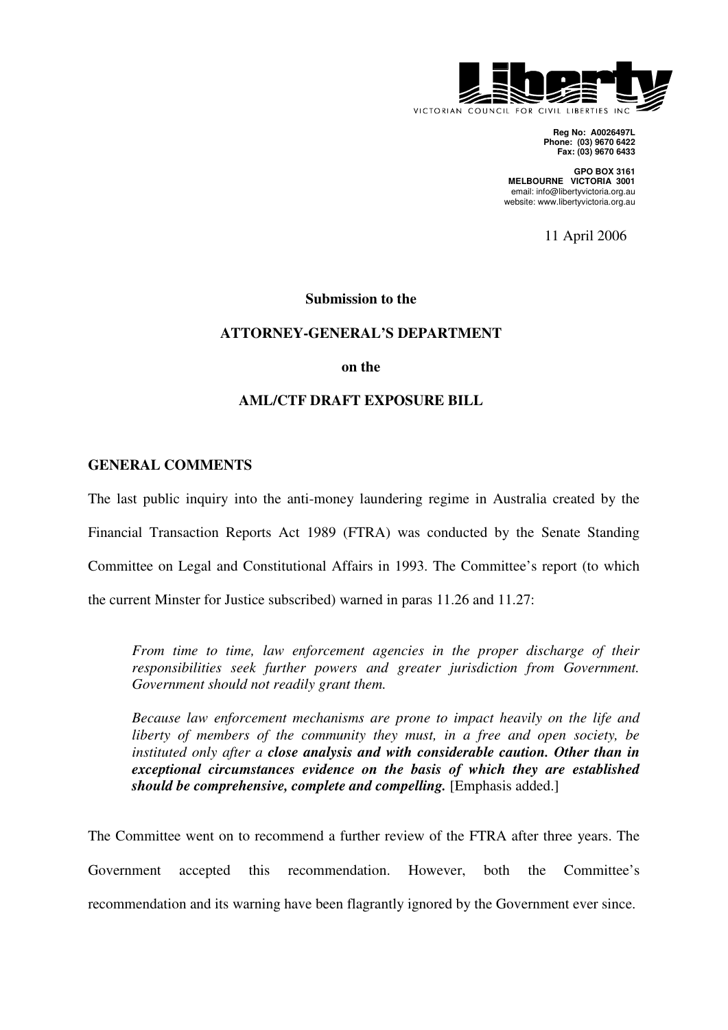Liberty

VICTORIAN COUNCIL FOR CIVIL LIBERTIES INC

**Reg No: A0026497L**
**Phone: (03) 9670 6422**
**Fax: (03) 9670 6433**

**GPO BOX 3161**
**MELBOURNE VICTORIA 3001**
email: info@libertyvictoria.org.au
website: www.libertyvictoria.org.au

11 April 2006

**Submission to the**

**ATTORNEY-GENERAL'S DEPARTMENT**

**on the**

**AML/CTF DRAFT EXPOSURE BILL**

## GENERAL COMMENTS

The last public inquiry into the anti-money laundering regime in Australia created by the Financial Transaction Reports Act 1989 (FTRA) was conducted by the Senate Standing Committee on Legal and Constitutional Affairs in 1993. The Committee's report (to which the current Minster for Justice subscribed) warned in paras 11.26 and 11.27:

> *From time to time, law enforcement agencies in the proper discharge of their responsibilities seek further powers and greater jurisdiction from Government. Government should not readily grant them.*
>
> *Because law enforcement mechanisms are prone to impact heavily on the life and liberty of members of the community they must, in a free and open society, be instituted only after a* ***close analysis and with considerable caution. Other than in exceptional circumstances evidence on the basis of which they are established should be comprehensive, complete and compelling.*** [Emphasis added.]

The Committee went on to recommend a further review of the FTRA after three years. The Government accepted this recommendation. However, both the Committee's recommendation and its warning have been flagrantly ignored by the Government ever since.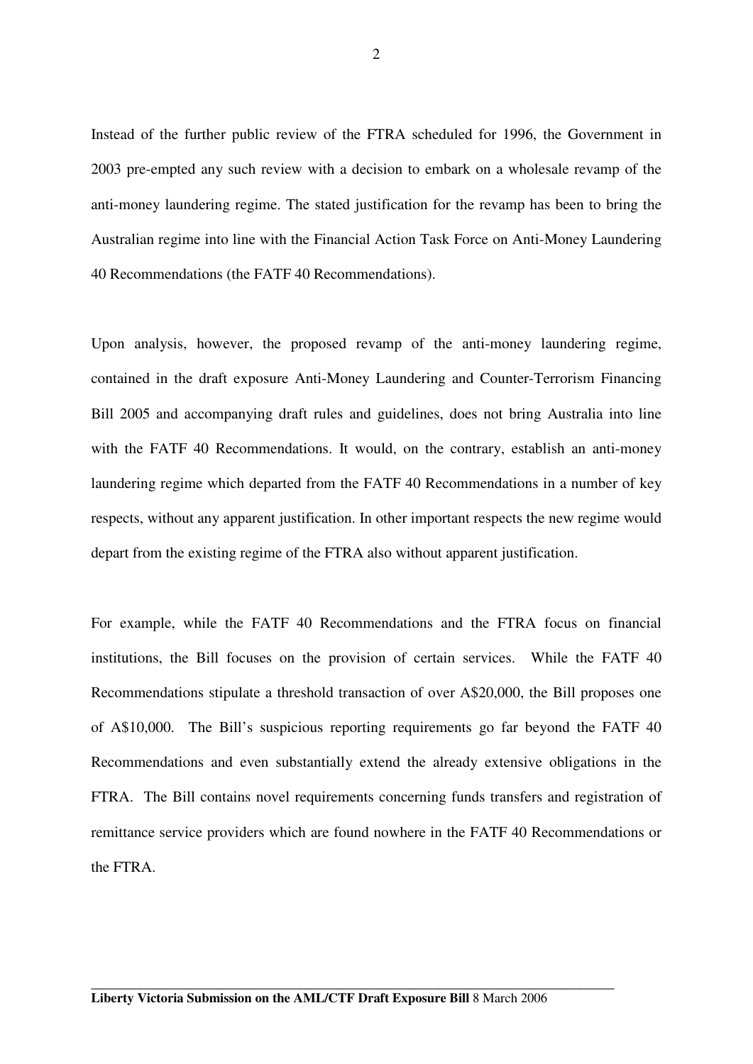Instead of the further public review of the FTRA scheduled for 1996, the Government in 2003 pre-empted any such review with a decision to embark on a wholesale revamp of the anti-money laundering regime. The stated justification for the revamp has been to bring the Australian regime into line with the Financial Action Task Force on Anti-Money Laundering 40 Recommendations (the FATF 40 Recommendations).

Upon analysis, however, the proposed revamp of the anti-money laundering regime, contained in the draft exposure Anti-Money Laundering and Counter-Terrorism Financing Bill 2005 and accompanying draft rules and guidelines, does not bring Australia into line with the FATF 40 Recommendations. It would, on the contrary, establish an anti-money laundering regime which departed from the FATF 40 Recommendations in a number of key respects, without any apparent justification. In other important respects the new regime would depart from the existing regime of the FTRA also without apparent justification.

For example, while the FATF 40 Recommendations and the FTRA focus on financial institutions, the Bill focuses on the provision of certain services. While the FATF 40 Recommendations stipulate a threshold transaction of over A$20,000, the Bill proposes one of A$10,000. The Bill's suspicious reporting requirements go far beyond the FATF 40 Recommendations and even substantially extend the already extensive obligations in the FTRA. The Bill contains novel requirements concerning funds transfers and registration of remittance service providers which are found nowhere in the FATF 40 Recommendations or the FTRA.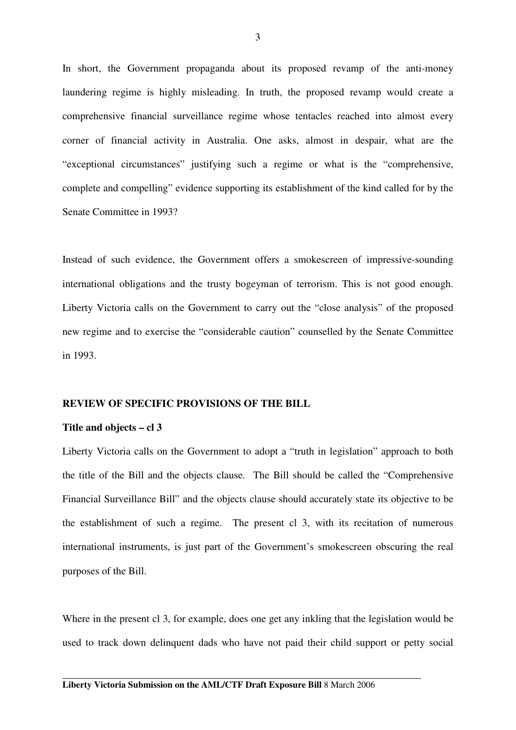In short, the Government propaganda about its proposed revamp of the anti-money laundering regime is highly misleading. In truth, the proposed revamp would create a comprehensive financial surveillance regime whose tentacles reached into almost every corner of financial activity in Australia. One asks, almost in despair, what are the "exceptional circumstances" justifying such a regime or what is the "comprehensive, complete and compelling" evidence supporting its establishment of the kind called for by the Senate Committee in 1993?

Instead of such evidence, the Government offers a smokescreen of impressive-sounding international obligations and the trusty bogeyman of terrorism. This is not good enough. Liberty Victoria calls on the Government to carry out the "close analysis" of the proposed new regime and to exercise the "considerable caution" counselled by the Senate Committee in 1993.

## REVIEW OF SPECIFIC PROVISIONS OF THE BILL

### Title and objects – cl 3

Liberty Victoria calls on the Government to adopt a "truth in legislation" approach to both the title of the Bill and the objects clause. The Bill should be called the "Comprehensive Financial Surveillance Bill" and the objects clause should accurately state its objective to be the establishment of such a regime. The present cl 3, with its recitation of numerous international instruments, is just part of the Government's smokescreen obscuring the real purposes of the Bill.

Where in the present cl 3, for example, does one get any inkling that the legislation would be used to track down delinquent dads who have not paid their child support or petty social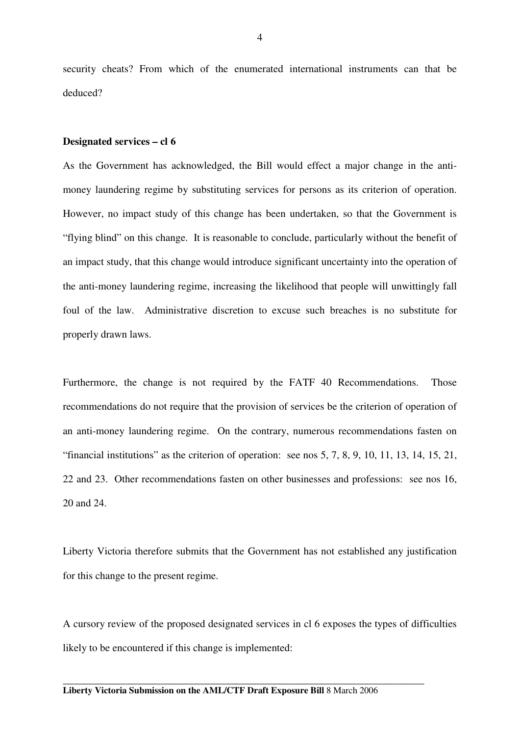security cheats? From which of the enumerated international instruments can that be deduced?

**Designated services – cl 6**

As the Government has acknowledged, the Bill would effect a major change in the anti-money laundering regime by substituting services for persons as its criterion of operation. However, no impact study of this change has been undertaken, so that the Government is "flying blind" on this change. It is reasonable to conclude, particularly without the benefit of an impact study, that this change would introduce significant uncertainty into the operation of the anti-money laundering regime, increasing the likelihood that people will unwittingly fall foul of the law. Administrative discretion to excuse such breaches is no substitute for properly drawn laws.

Furthermore, the change is not required by the FATF 40 Recommendations. Those recommendations do not require that the provision of services be the criterion of operation of an anti-money laundering regime. On the contrary, numerous recommendations fasten on "financial institutions" as the criterion of operation: see nos 5, 7, 8, 9, 10, 11, 13, 14, 15, 21, 22 and 23. Other recommendations fasten on other businesses and professions: see nos 16, 20 and 24.

Liberty Victoria therefore submits that the Government has not established any justification for this change to the present regime.

A cursory review of the proposed designated services in cl 6 exposes the types of difficulties likely to be encountered if this change is implemented: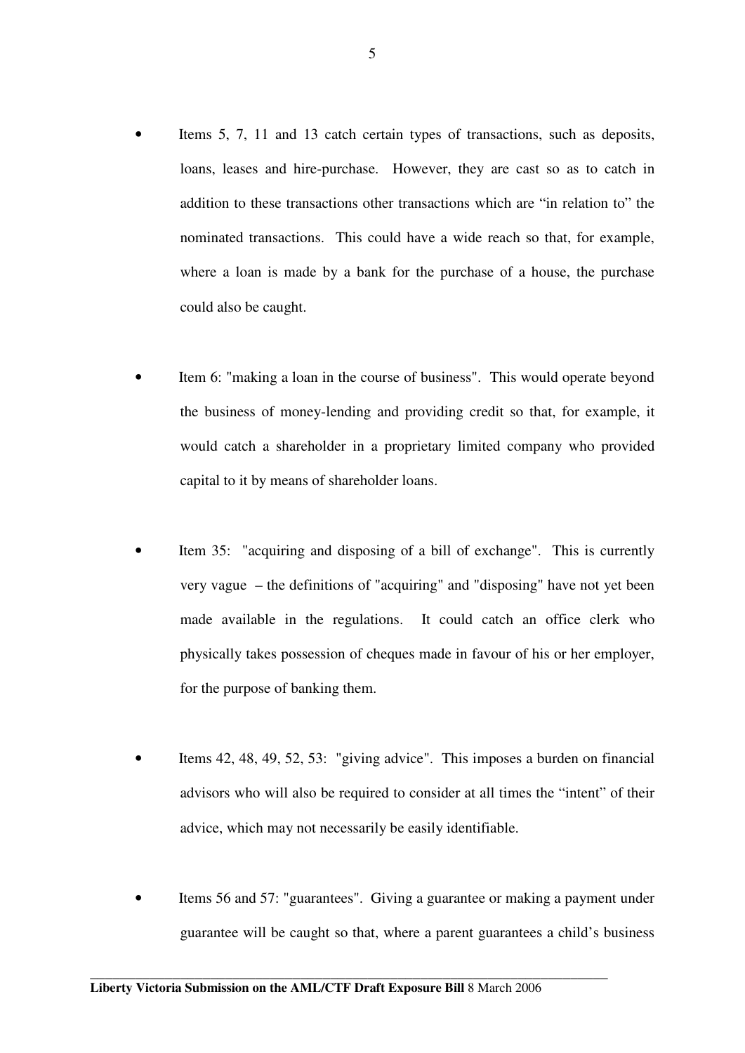- Items 5, 7, 11 and 13 catch certain types of transactions, such as deposits, loans, leases and hire-purchase. However, they are cast so as to catch in addition to these transactions other transactions which are "in relation to" the nominated transactions. This could have a wide reach so that, for example, where a loan is made by a bank for the purchase of a house, the purchase could also be caught.

- Item 6: "making a loan in the course of business". This would operate beyond the business of money-lending and providing credit so that, for example, it would catch a shareholder in a proprietary limited company who provided capital to it by means of shareholder loans.

- Item 35: "acquiring and disposing of a bill of exchange". This is currently very vague – the definitions of "acquiring" and "disposing" have not yet been made available in the regulations. It could catch an office clerk who physically takes possession of cheques made in favour of his or her employer, for the purpose of banking them.

- Items 42, 48, 49, 52, 53: "giving advice". This imposes a burden on financial advisors who will also be required to consider at all times the "intent" of their advice, which may not necessarily be easily identifiable.

- Items 56 and 57: "guarantees". Giving a guarantee or making a payment under guarantee will be caught so that, where a parent guarantees a child's business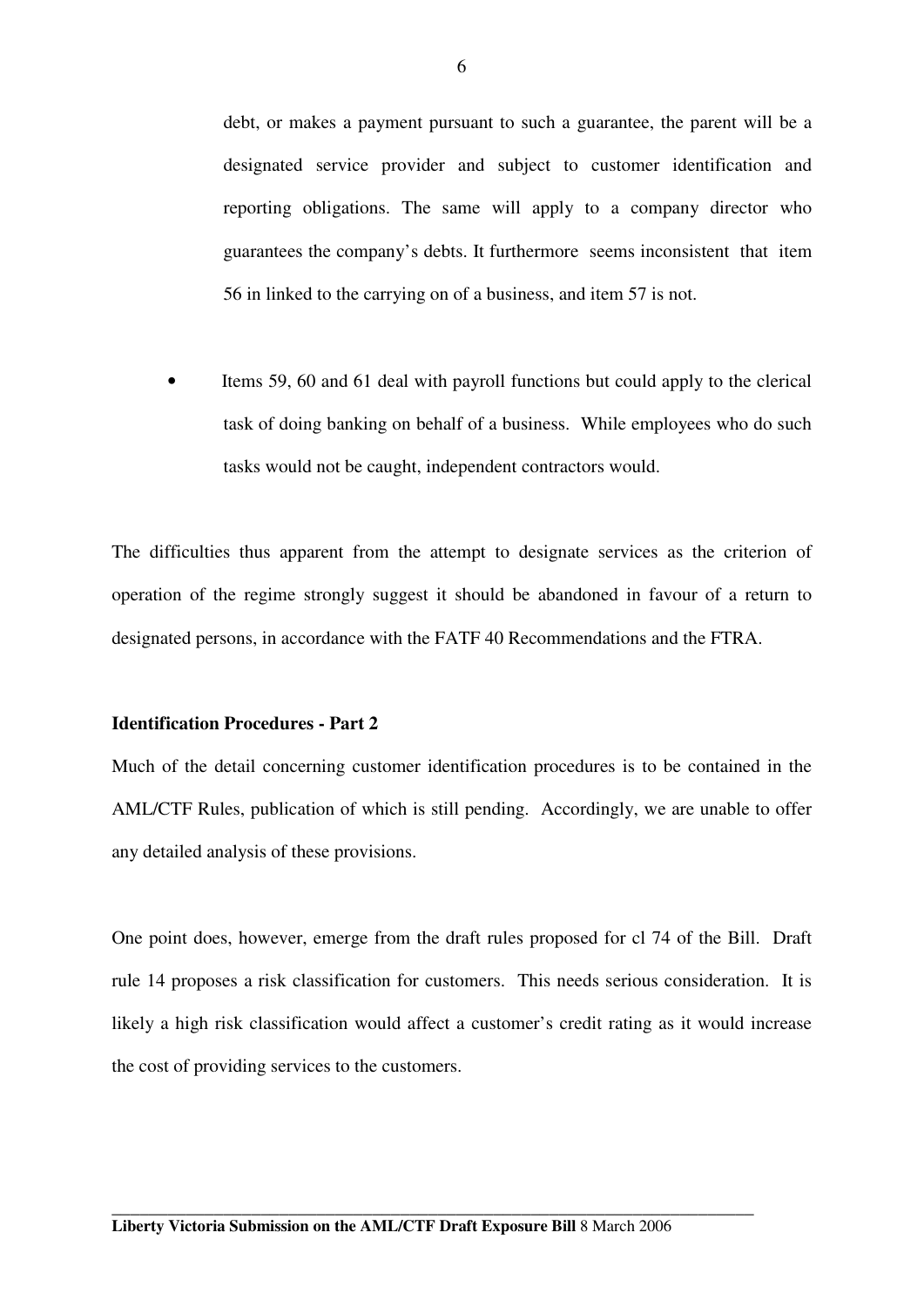debt, or makes a payment pursuant to such a guarantee, the parent will be a designated service provider and subject to customer identification and reporting obligations. The same will apply to a company director who guarantees the company's debts. It furthermore seems inconsistent that item 56 in linked to the carrying on of a business, and item 57 is not.

- Items 59, 60 and 61 deal with payroll functions but could apply to the clerical task of doing banking on behalf of a business. While employees who do such tasks would not be caught, independent contractors would.

The difficulties thus apparent from the attempt to designate services as the criterion of operation of the regime strongly suggest it should be abandoned in favour of a return to designated persons, in accordance with the FATF 40 Recommendations and the FTRA.

**Identification Procedures - Part 2**

Much of the detail concerning customer identification procedures is to be contained in the AML/CTF Rules, publication of which is still pending. Accordingly, we are unable to offer any detailed analysis of these provisions.

One point does, however, emerge from the draft rules proposed for cl 74 of the Bill. Draft rule 14 proposes a risk classification for customers. This needs serious consideration. It is likely a high risk classification would affect a customer's credit rating as it would increase the cost of providing services to the customers.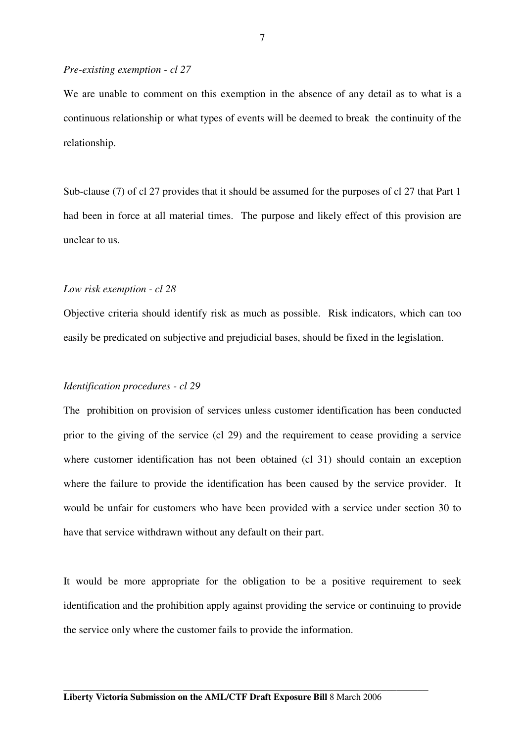*Pre-existing exemption - cl 27*

We are unable to comment on this exemption in the absence of any detail as to what is a continuous relationship or what types of events will be deemed to break the continuity of the relationship.

Sub-clause (7) of cl 27 provides that it should be assumed for the purposes of cl 27 that Part 1 had been in force at all material times. The purpose and likely effect of this provision are unclear to us.

*Low risk exemption - cl 28*

Objective criteria should identify risk as much as possible. Risk indicators, which can too easily be predicated on subjective and prejudicial bases, should be fixed in the legislation.

*Identification procedures - cl 29*

The prohibition on provision of services unless customer identification has been conducted prior to the giving of the service (cl 29) and the requirement to cease providing a service where customer identification has not been obtained (cl 31) should contain an exception where the failure to provide the identification has been caused by the service provider. It would be unfair for customers who have been provided with a service under section 30 to have that service withdrawn without any default on their part.

It would be more appropriate for the obligation to be a positive requirement to seek identification and the prohibition apply against providing the service or continuing to provide the service only where the customer fails to provide the information.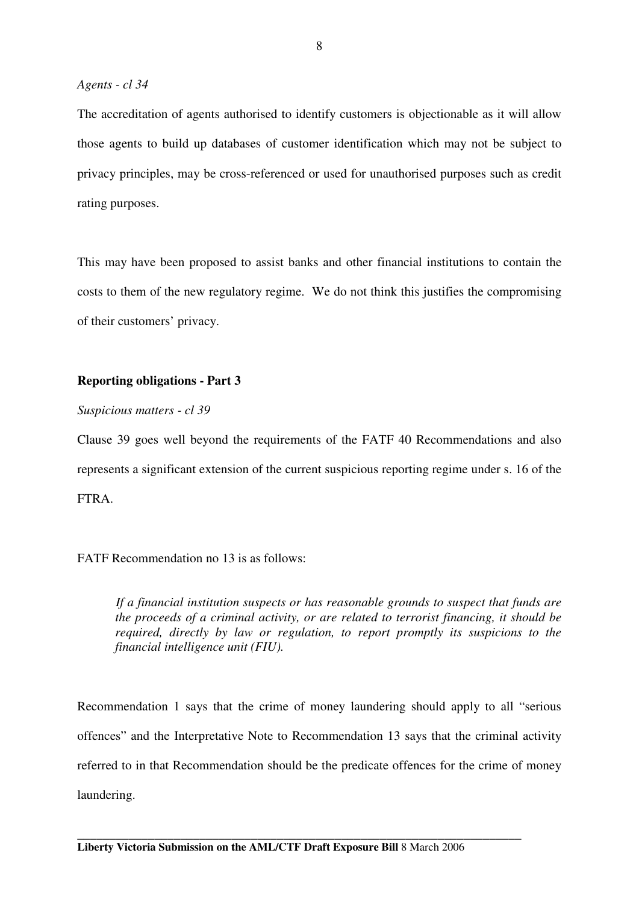*Agents - cl 34*

The accreditation of agents authorised to identify customers is objectionable as it will allow those agents to build up databases of customer identification which may not be subject to privacy principles, may be cross-referenced or used for unauthorised purposes such as credit rating purposes.

This may have been proposed to assist banks and other financial institutions to contain the costs to them of the new regulatory regime. We do not think this justifies the compromising of their customers' privacy.

**Reporting obligations - Part 3**

*Suspicious matters - cl 39*

Clause 39 goes well beyond the requirements of the FATF 40 Recommendations and also represents a significant extension of the current suspicious reporting regime under s. 16 of the FTRA.

FATF Recommendation no 13 is as follows:

> *If a financial institution suspects or has reasonable grounds to suspect that funds are the proceeds of a criminal activity, or are related to terrorist financing, it should be required, directly by law or regulation, to report promptly its suspicions to the financial intelligence unit (FIU).*

Recommendation 1 says that the crime of money laundering should apply to all "serious offences" and the Interpretative Note to Recommendation 13 says that the criminal activity referred to in that Recommendation should be the predicate offences for the crime of money laundering.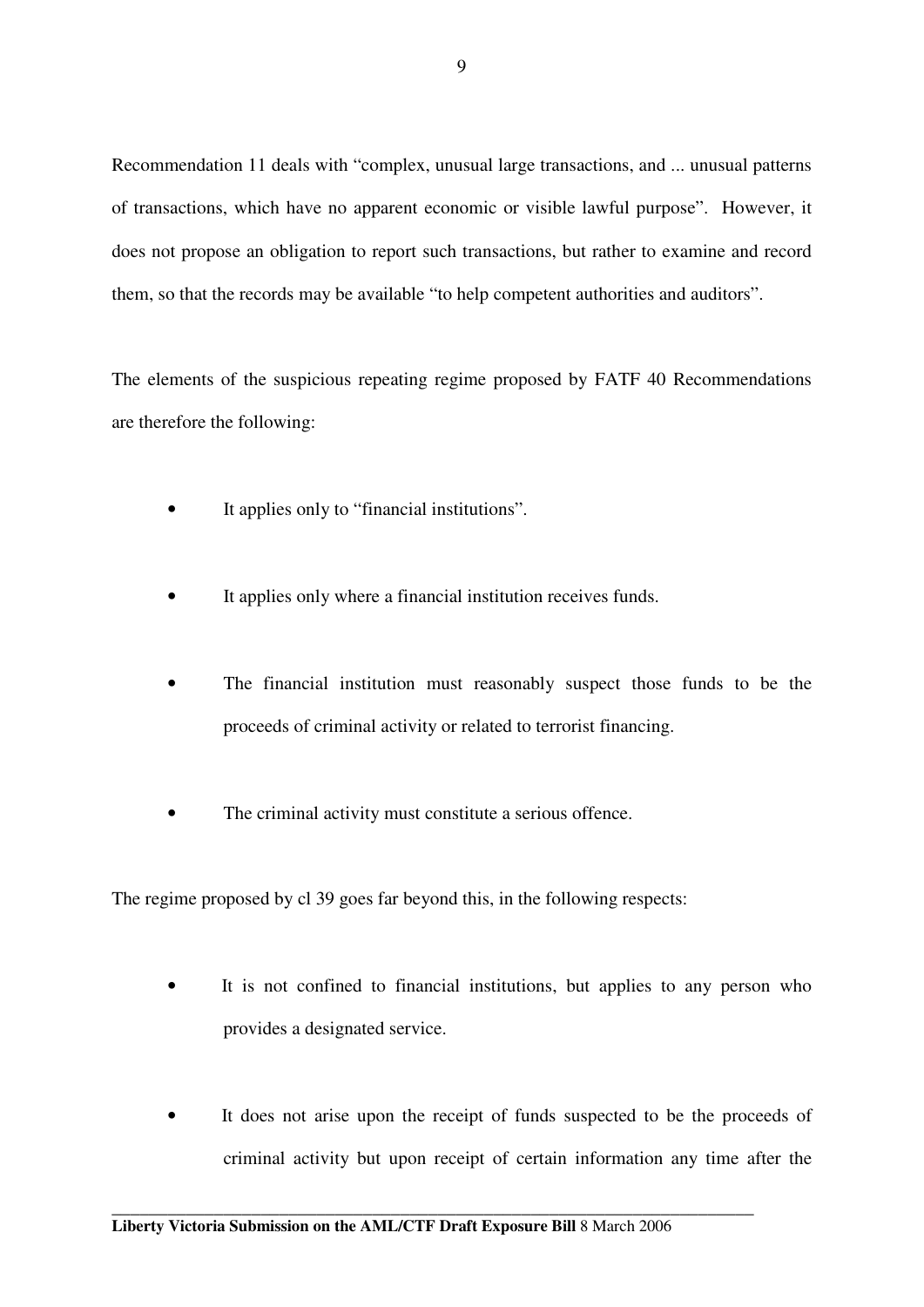Recommendation 11 deals with "complex, unusual large transactions, and ... unusual patterns of transactions, which have no apparent economic or visible lawful purpose". However, it does not propose an obligation to report such transactions, but rather to examine and record them, so that the records may be available "to help competent authorities and auditors".

The elements of the suspicious repeating regime proposed by FATF 40 Recommendations are therefore the following:

- It applies only to "financial institutions".
- It applies only where a financial institution receives funds.
- The financial institution must reasonably suspect those funds to be the proceeds of criminal activity or related to terrorist financing.
- The criminal activity must constitute a serious offence.

The regime proposed by cl 39 goes far beyond this, in the following respects:

- It is not confined to financial institutions, but applies to any person who provides a designated service.
- It does not arise upon the receipt of funds suspected to be the proceeds of criminal activity but upon receipt of certain information any time after the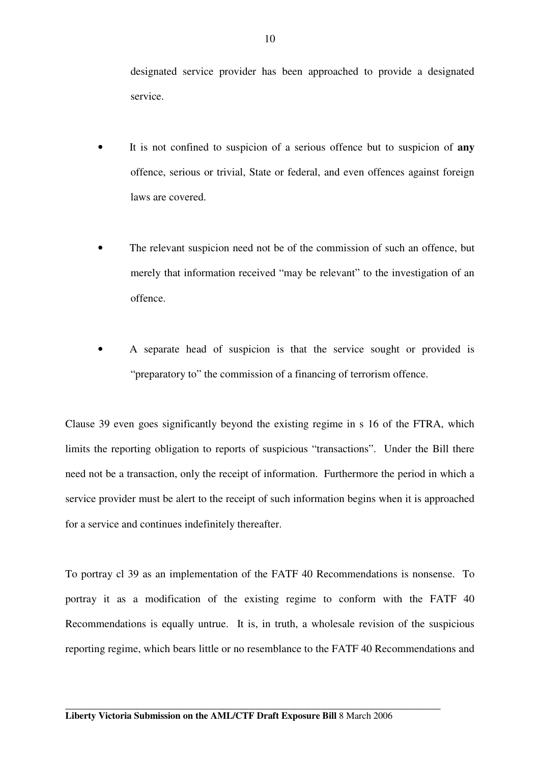designated service provider has been approached to provide a designated service.

- It is not confined to suspicion of a serious offence but to suspicion of **any** offence, serious or trivial, State or federal, and even offences against foreign laws are covered.

- The relevant suspicion need not be of the commission of such an offence, but merely that information received "may be relevant" to the investigation of an offence.

- A separate head of suspicion is that the service sought or provided is "preparatory to" the commission of a financing of terrorism offence.

Clause 39 even goes significantly beyond the existing regime in s 16 of the FTRA, which limits the reporting obligation to reports of suspicious "transactions". Under the Bill there need not be a transaction, only the receipt of information. Furthermore the period in which a service provider must be alert to the receipt of such information begins when it is approached for a service and continues indefinitely thereafter.

To portray cl 39 as an implementation of the FATF 40 Recommendations is nonsense. To portray it as a modification of the existing regime to conform with the FATF 40 Recommendations is equally untrue. It is, in truth, a wholesale revision of the suspicious reporting regime, which bears little or no resemblance to the FATF 40 Recommendations and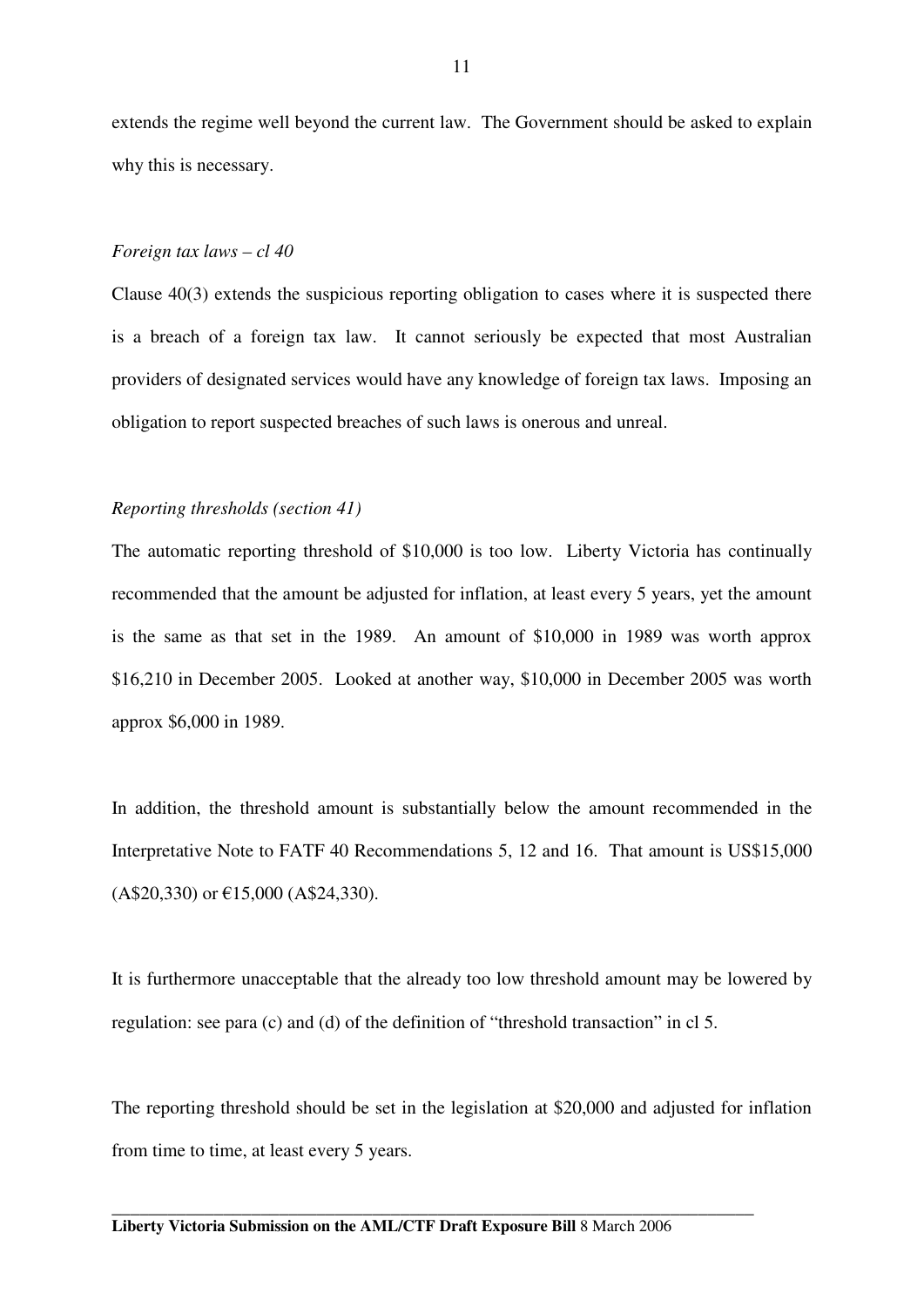extends the regime well beyond the current law. The Government should be asked to explain why this is necessary.

*Foreign tax laws – cl 40*

Clause 40(3) extends the suspicious reporting obligation to cases where it is suspected there is a breach of a foreign tax law. It cannot seriously be expected that most Australian providers of designated services would have any knowledge of foreign tax laws. Imposing an obligation to report suspected breaches of such laws is onerous and unreal.

*Reporting thresholds (section 41)*

The automatic reporting threshold of $10,000 is too low. Liberty Victoria has continually recommended that the amount be adjusted for inflation, at least every 5 years, yet the amount is the same as that set in the 1989. An amount of $10,000 in 1989 was worth approx $16,210 in December 2005. Looked at another way, $10,000 in December 2005 was worth approx $6,000 in 1989.

In addition, the threshold amount is substantially below the amount recommended in the Interpretative Note to FATF 40 Recommendations 5, 12 and 16. That amount is US$15,000 (A$20,330) or €15,000 (A$24,330).

It is furthermore unacceptable that the already too low threshold amount may be lowered by regulation: see para (c) and (d) of the definition of "threshold transaction" in cl 5.

The reporting threshold should be set in the legislation at $20,000 and adjusted for inflation from time to time, at least every 5 years.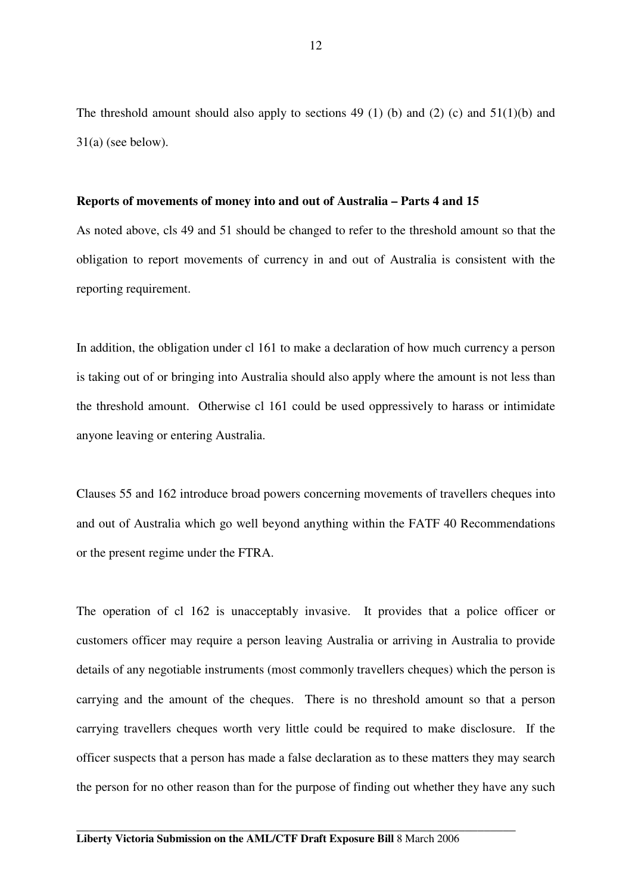The threshold amount should also apply to sections 49 (1) (b) and (2) (c) and 51(1)(b) and 31(a) (see below).

**Reports of movements of money into and out of Australia – Parts 4 and 15**

As noted above, cls 49 and 51 should be changed to refer to the threshold amount so that the obligation to report movements of currency in and out of Australia is consistent with the reporting requirement.

In addition, the obligation under cl 161 to make a declaration of how much currency a person is taking out of or bringing into Australia should also apply where the amount is not less than the threshold amount. Otherwise cl 161 could be used oppressively to harass or intimidate anyone leaving or entering Australia.

Clauses 55 and 162 introduce broad powers concerning movements of travellers cheques into and out of Australia which go well beyond anything within the FATF 40 Recommendations or the present regime under the FTRA.

The operation of cl 162 is unacceptably invasive. It provides that a police officer or customers officer may require a person leaving Australia or arriving in Australia to provide details of any negotiable instruments (most commonly travellers cheques) which the person is carrying and the amount of the cheques. There is no threshold amount so that a person carrying travellers cheques worth very little could be required to make disclosure. If the officer suspects that a person has made a false declaration as to these matters they may search the person for no other reason than for the purpose of finding out whether they have any such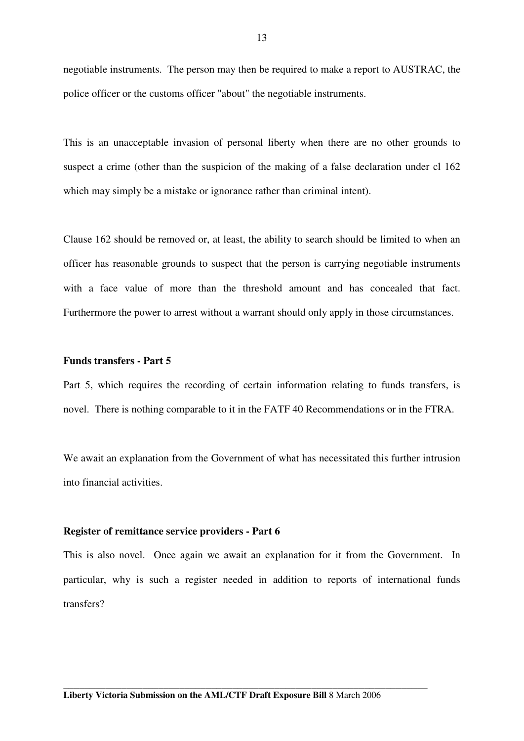negotiable instruments. The person may then be required to make a report to AUSTRAC, the police officer or the customs officer "about" the negotiable instruments.

This is an unacceptable invasion of personal liberty when there are no other grounds to suspect a crime (other than the suspicion of the making of a false declaration under cl 162 which may simply be a mistake or ignorance rather than criminal intent).

Clause 162 should be removed or, at least, the ability to search should be limited to when an officer has reasonable grounds to suspect that the person is carrying negotiable instruments with a face value of more than the threshold amount and has concealed that fact. Furthermore the power to arrest without a warrant should only apply in those circumstances.

**Funds transfers - Part 5**

Part 5, which requires the recording of certain information relating to funds transfers, is novel. There is nothing comparable to it in the FATF 40 Recommendations or in the FTRA.

We await an explanation from the Government of what has necessitated this further intrusion into financial activities.

**Register of remittance service providers - Part 6**

This is also novel. Once again we await an explanation for it from the Government. In particular, why is such a register needed in addition to reports of international funds transfers?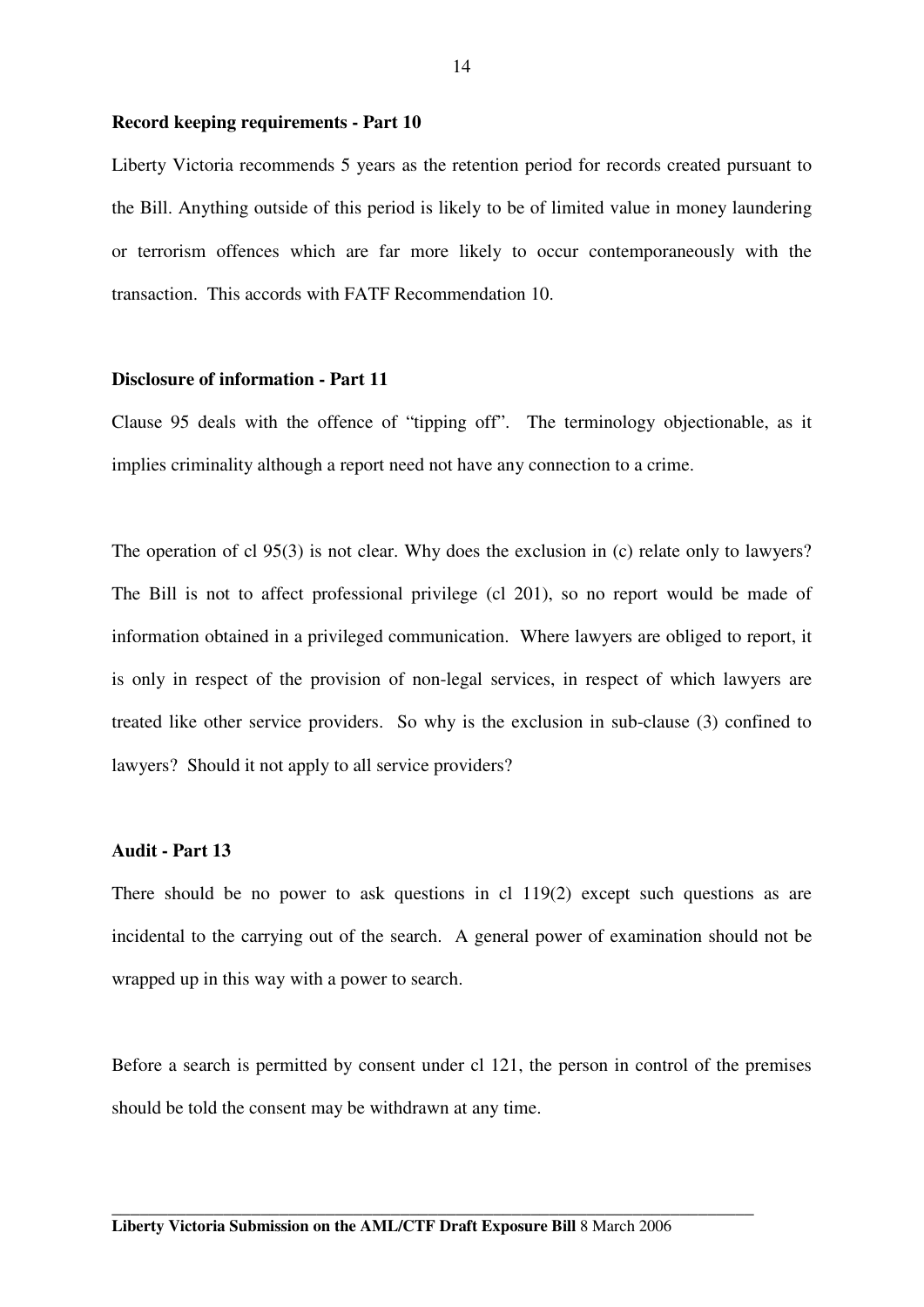**Record keeping requirements - Part 10**

Liberty Victoria recommends 5 years as the retention period for records created pursuant to the Bill. Anything outside of this period is likely to be of limited value in money laundering or terrorism offences which are far more likely to occur contemporaneously with the transaction. This accords with FATF Recommendation 10.

**Disclosure of information - Part 11**

Clause 95 deals with the offence of "tipping off". The terminology objectionable, as it implies criminality although a report need not have any connection to a crime.

The operation of cl 95(3) is not clear. Why does the exclusion in (c) relate only to lawyers? The Bill is not to affect professional privilege (cl 201), so no report would be made of information obtained in a privileged communication. Where lawyers are obliged to report, it is only in respect of the provision of non-legal services, in respect of which lawyers are treated like other service providers. So why is the exclusion in sub-clause (3) confined to lawyers? Should it not apply to all service providers?

**Audit - Part 13**

There should be no power to ask questions in cl 119(2) except such questions as are incidental to the carrying out of the search. A general power of examination should not be wrapped up in this way with a power to search.

Before a search is permitted by consent under cl 121, the person in control of the premises should be told the consent may be withdrawn at any time.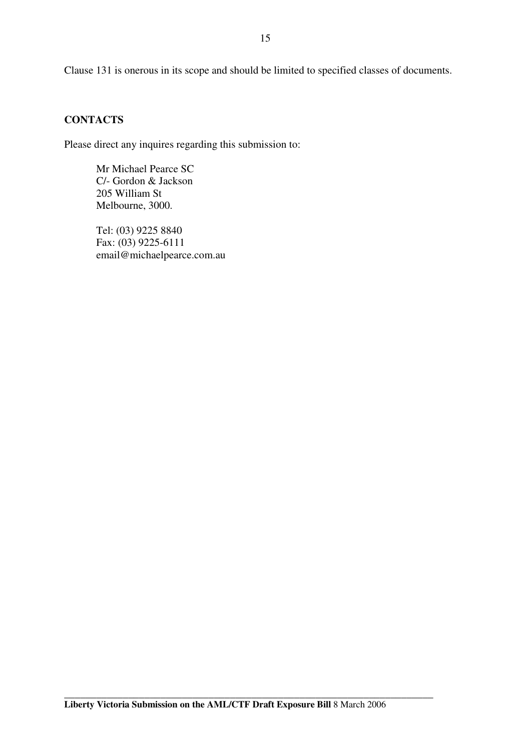Clause 131 is onerous in its scope and should be limited to specified classes of documents.

## CONTACTS

Please direct any inquires regarding this submission to:

Mr Michael Pearce SC
C/- Gordon & Jackson
205 William St
Melbourne, 3000.

Tel: (03) 9225 8840
Fax: (03) 9225-6111
email@michaelpearce.com.au